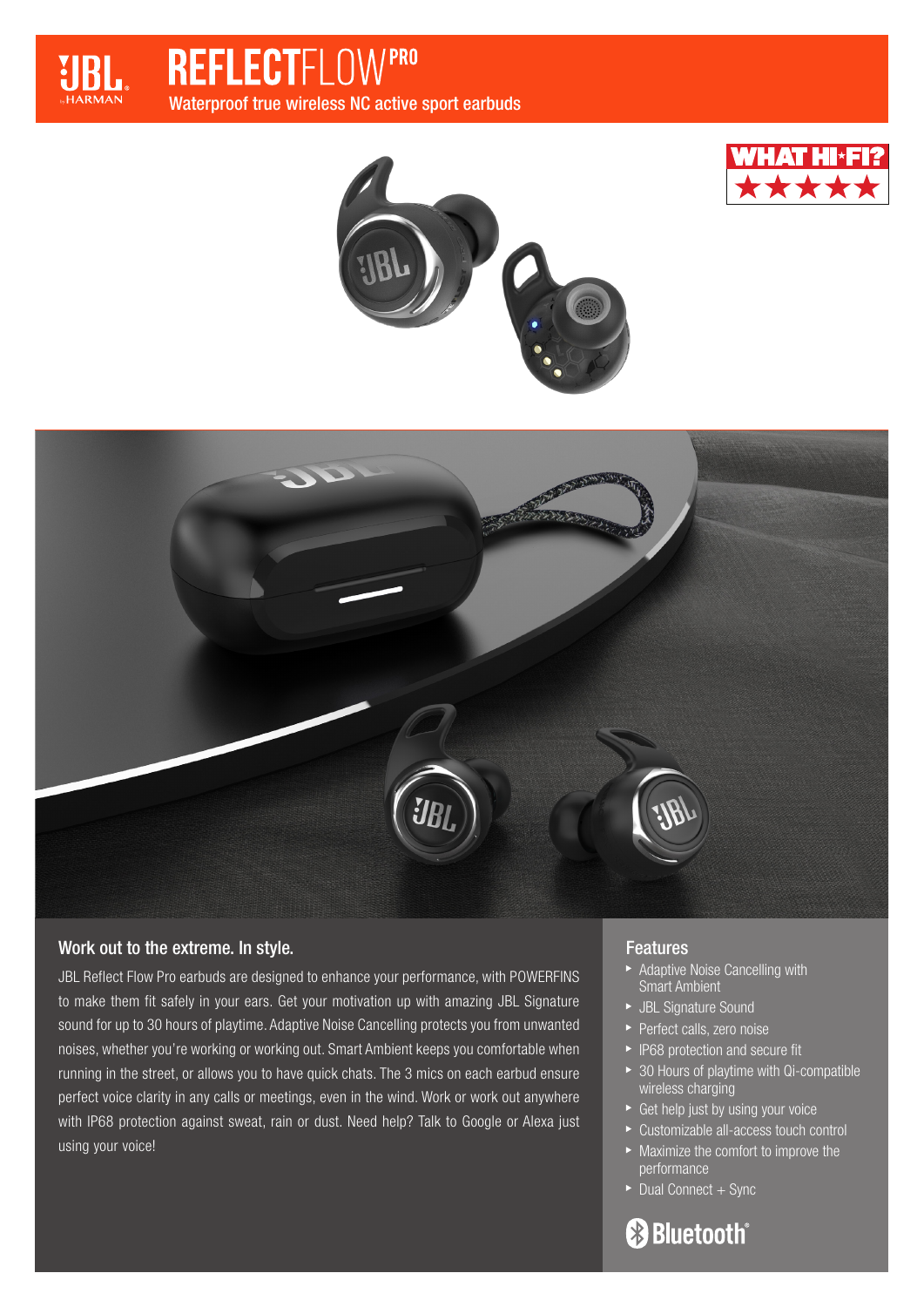# REFLECTFLOW PRO

Waterproof true wireless NC active sport earbuds

## Work out to the extreme. In style.

JBL Reflect Flow Pro earbuds are designed to enhance your performance, with POWERFINS to make them fit safely in your ears. Get your motivation up with amazing JBL Signature sound for up to 30 hours of playtime. Adaptive Noise Cancelling protects you from unwanted noises, whether you're working or working out. Smart Ambient keeps you comfortable when running in the street, or allows you to have quick chats. The 3 mics on each earbud ensure perfect voice clarity in any calls or meetings, even in the wind. Work or work out anywhere with IP68 protection against sweat, rain or dust. Need help? Talk to Google or Alexa just using your voice!

## Features

- Adaptive Noise Cancelling with Smart Ambient
- JBL Signature Sound
- Perfect calls, zero noise
- IP68 protection and secure fit
- 30 Hours of playtime with Qi-compatible wireless charging
- Get help just by using your voice
- Customizable all-access touch control
- Maximize the comfort to improve the performance
- Dual Connect + Sync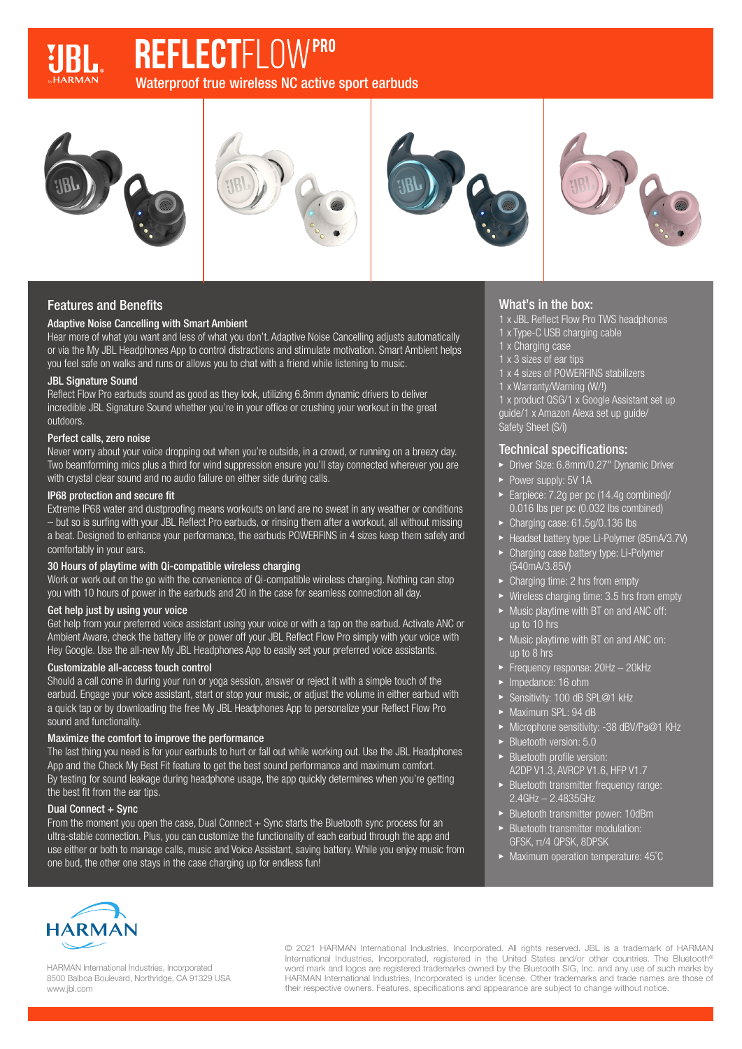# REFLECTFLOW PRO

Waterproof true wireless NC active sport earbuds

## Features and Benefits

### Adaptive Noise Cancelling with Smart Ambient

Hear more of what you want and less of what you don't. Adaptive Noise Cancelling adjusts automatically or via the My JBL Headphones App to control distractions and stimulate motivation. Smart Ambient helps you feel safe on walks and runs or allows you to chat with a friend while listening to music.

### JBL Signature Sound

Reflect Flow Pro earbuds sound as good as they look, utilizing 6.8mm dynamic drivers to deliver incredible JBL Signature Sound whether you're in your office or crushing your workout in the great outdoors.

### Perfect calls, zero noise

Never worry about your voice dropping out when you're outside, in a crowd, or running on a breezy day. Two beamforming mics plus a third for wind suppression ensure you'll stay connected wherever you are with crystal clear sound and no audio failure on either side during calls.

### IP68 protection and secure fit

Extreme IP68 water and dustproofing means workouts on land are no sweat in any weather or conditions – but so is surfing with your JBL Reflect Pro earbuds, or rinsing them after a workout, all without missing a beat. Designed to enhance your performance, the earbuds POWERFINS in 4 sizes keep them safely and comfortably in your ears.

### 30 Hours of playtime with Qi-compatible wireless charging

Work or work out on the go with the convenience of Qi-compatible wireless charging. Nothing can stop you with 10 hours of power in the earbuds and 20 in the case for seamless connection all day.

### Get help just by using your voice

Get help from your preferred voice assistant using your voice or with a tap on the earbud. Activate ANC or Ambient Aware, check the battery life or power off your JBL Reflect Flow Pro simply with your voice with Hey Google. Use the all-new My JBL Headphones App to easily set your preferred voice assistants.

### Customizable all-access touch control

Should a call come in during your run or yoga session, answer or reject it with a simple touch of the earbud. Engage your voice assistant, start or stop your music, or adjust the volume in either earbud with a quick tap or by downloading the free My JBL Headphones App to personalize your Reflect Flow Pro sound and functionality.

### Maximize the comfort to improve the performance

The last thing you need is for your earbuds to hurt or fall out while working out. Use the JBL Headphones App and the Check My Best Fit feature to get the best sound performance and maximum comfort. By testing for sound leakage during headphone usage, the app quickly determines when you're getting the best fit from the ear tips.

### Dual Connect + Sync

From the moment you open the case, Dual Connect + Sync starts the Bluetooth sync process for an ultra-stable connection. Plus, you can customize the functionality of each earbud through the app and use either or both to manage calls, music and Voice Assistant, saving battery. While you enjoy music from one bud, the other one stays in the case charging up for endless fun!

## What's in the box:

1 x JBL Reflect Flow Pro TWS headphones
1 x Type-C USB charging cable
1 x Charging case
1 x 3 sizes of ear tips
1 x 4 sizes of POWERFINS stabilizers
1 x Warranty/Warning (W/!)
1 x product QSG/1 x Google Assistant set up guide/1 x Amazon Alexa set up guide/ Safety Sheet (S/i)

## Technical specifications:

- Driver Size: 6.8mm/0.27" Dynamic Driver
- Power supply: 5V 1A
- Earpiece: 7.2g per pc (14.4g combined)/ 0.016 lbs per pc (0.032 lbs combined)
- Charging case: 61.5g/0.136 lbs
- Headset battery type: Li-Polymer (85mA/3.7V)
- Charging case battery type: Li-Polymer (540mA/3.85V)
- Charging time: 2 hrs from empty
- Wireless charging time: 3.5 hrs from empty
- Music playtime with BT on and ANC off: up to 10 hrs
- Music playtime with BT on and ANC on: up to 8 hrs
- Frequency response: 20Hz – 20kHz
- Impedance: 16 ohm
- Sensitivity: 100 dB SPL@1 kHz
- Maximum SPL: 94 dB
- Microphone sensitivity: -38 dBV/Pa@1 KHz
- Bluetooth version: 5.0
- Bluetooth profile version: A2DP V1.3, AVRCP V1.6, HFP V1.7
- Bluetooth transmitter frequency range: 2.4GHz – 2.4835GHz
- Bluetooth transmitter power: 10dBm
- Bluetooth transmitter modulation: GFSK, π/4 QPSK, 8DPSK
- Maximum operation temperature: 45˚C

HARMAN International Industries, Incorporated
8500 Balboa Boulevard, Northridge, CA 91329 USA
www.jbl.com

© 2021 HARMAN International Industries, Incorporated. All rights reserved. JBL is a trademark of HARMAN International Industries, Incorporated, registered in the United States and/or other countries. The Bluetooth® word mark and logos are registered trademarks owned by the Bluetooth SIG, Inc. and any use of such marks by HARMAN International Industries, Incorporated is under license. Other trademarks and trade names are those of their respective owners. Features, specifications and appearance are subject to change without notice.